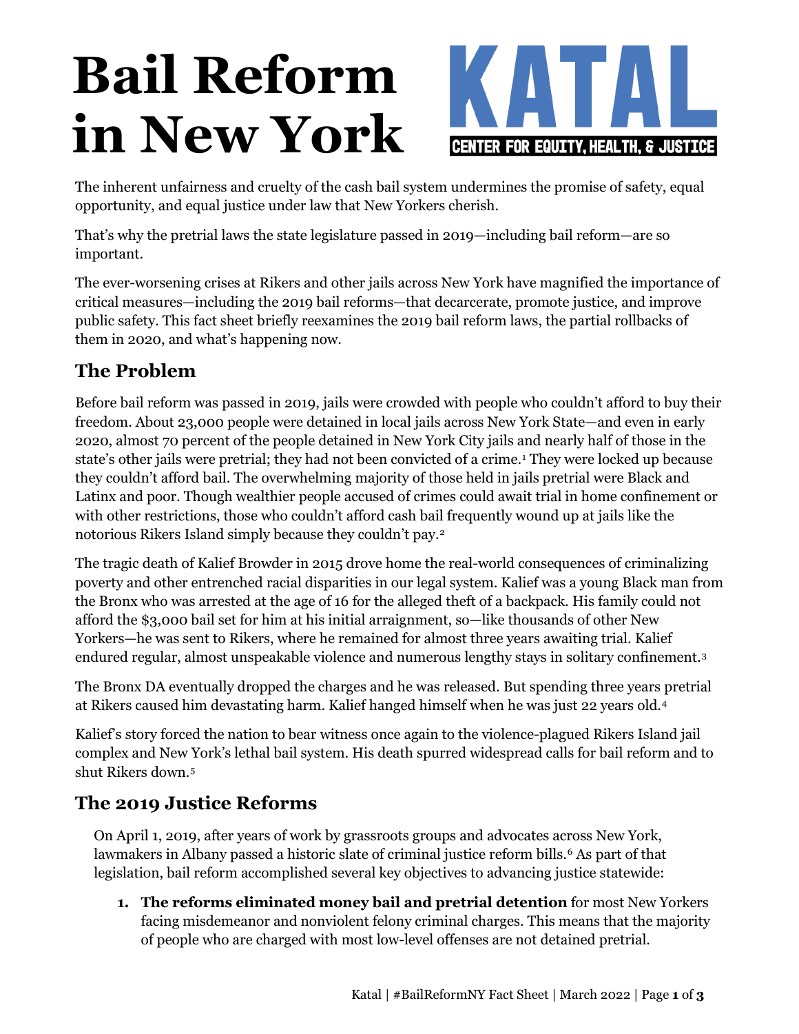# Bail Reform in New York

KATAL
CENTER FOR EQUITY, HEALTH, & JUSTICE

The inherent unfairness and cruelty of the cash bail system undermines the promise of safety, equal opportunity, and equal justice under law that New Yorkers cherish.

That's why the pretrial laws the state legislature passed in 2019—including bail reform—are so important.

The ever-worsening crises at Rikers and other jails across New York have magnified the importance of critical measures—including the 2019 bail reforms—that decarcerate, promote justice, and improve public safety. This fact sheet briefly reexamines the 2019 bail reform laws, the partial rollbacks of them in 2020, and what's happening now.

## The Problem

Before bail reform was passed in 2019, jails were crowded with people who couldn't afford to buy their freedom. About 23,000 people were detained in local jails across New York State—and even in early 2020, almost 70 percent of the people detained in New York City jails and nearly half of those in the state's other jails were pretrial; they had not been convicted of a crime.[1] They were locked up because they couldn't afford bail. The overwhelming majority of those held in jails pretrial were Black and Latinx and poor. Though wealthier people accused of crimes could await trial in home confinement or with other restrictions, those who couldn't afford cash bail frequently wound up at jails like the notorious Rikers Island simply because they couldn't pay.[2]

The tragic death of Kalief Browder in 2015 drove home the real-world consequences of criminalizing poverty and other entrenched racial disparities in our legal system. Kalief was a young Black man from the Bronx who was arrested at the age of 16 for the alleged theft of a backpack. His family could not afford the $3,000 bail set for him at his initial arraignment, so—like thousands of other New Yorkers—he was sent to Rikers, where he remained for almost three years awaiting trial. Kalief endured regular, almost unspeakable violence and numerous lengthy stays in solitary confinement.[3]

The Bronx DA eventually dropped the charges and he was released. But spending three years pretrial at Rikers caused him devastating harm. Kalief hanged himself when he was just 22 years old.[4]

Kalief's story forced the nation to bear witness once again to the violence-plagued Rikers Island jail complex and New York's lethal bail system. His death spurred widespread calls for bail reform and to shut Rikers down.[5]

## The 2019 Justice Reforms

On April 1, 2019, after years of work by grassroots groups and advocates across New York, lawmakers in Albany passed a historic slate of criminal justice reform bills.[6] As part of that legislation, bail reform accomplished several key objectives to advancing justice statewide:

1. **The reforms eliminated money bail and pretrial detention** for most New Yorkers facing misdemeanor and nonviolent felony criminal charges. This means that the majority of people who are charged with most low-level offenses are not detained pretrial.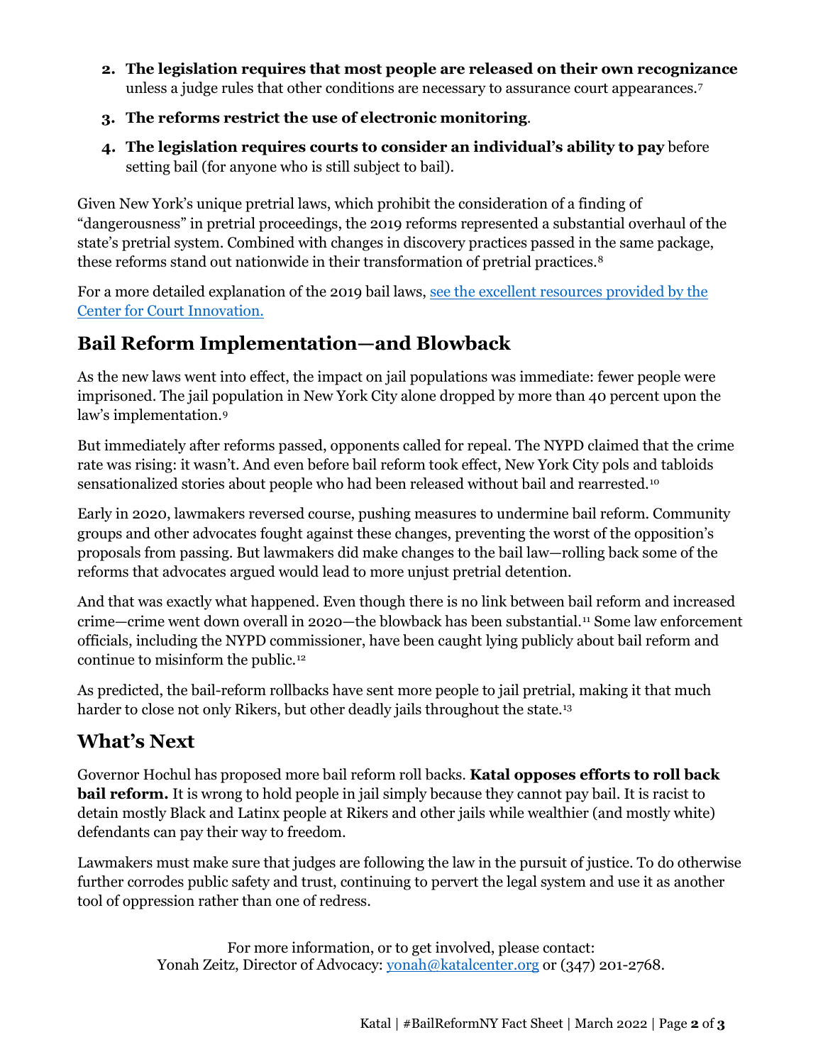2. **The legislation requires that most people are released on their own recognizance** unless a judge rules that other conditions are necessary to assurance court appearances.[7]
3. **The reforms restrict the use of electronic monitoring**.
4. **The legislation requires courts to consider an individual's ability to pay** before setting bail (for anyone who is still subject to bail).

Given New York's unique pretrial laws, which prohibit the consideration of a finding of "dangerousness" in pretrial proceedings, the 2019 reforms represented a substantial overhaul of the state's pretrial system. Combined with changes in discovery practices passed in the same package, these reforms stand out nationwide in their transformation of pretrial practices.[8]

For a more detailed explanation of the 2019 bail laws, [see the excellent resources provided by the Center for Court Innovation.]

## Bail Reform Implementation—and Blowback

As the new laws went into effect, the impact on jail populations was immediate: fewer people were imprisoned. The jail population in New York City alone dropped by more than 40 percent upon the law's implementation.[9]

But immediately after reforms passed, opponents called for repeal. The NYPD claimed that the crime rate was rising: it wasn't. And even before bail reform took effect, New York City pols and tabloids sensationalized stories about people who had been released without bail and rearrested.[10]

Early in 2020, lawmakers reversed course, pushing measures to undermine bail reform. Community groups and other advocates fought against these changes, preventing the worst of the opposition's proposals from passing. But lawmakers did make changes to the bail law—rolling back some of the reforms that advocates argued would lead to more unjust pretrial detention.

And that was exactly what happened. Even though there is no link between bail reform and increased crime—crime went down overall in 2020—the blowback has been substantial.[11] Some law enforcement officials, including the NYPD commissioner, have been caught lying publicly about bail reform and continue to misinform the public.[12]

As predicted, the bail-reform rollbacks have sent more people to jail pretrial, making it that much harder to close not only Rikers, but other deadly jails throughout the state.[13]

## What's Next

Governor Hochul has proposed more bail reform roll backs. **Katal opposes efforts to roll back bail reform.** It is wrong to hold people in jail simply because they cannot pay bail. It is racist to detain mostly Black and Latinx people at Rikers and other jails while wealthier (and mostly white) defendants can pay their way to freedom.

Lawmakers must make sure that judges are following the law in the pursuit of justice. To do otherwise further corrodes public safety and trust, continuing to pervert the legal system and use it as another tool of oppression rather than one of redress.

For more information, or to get involved, please contact:
Yonah Zeitz, Director of Advocacy: yonah@katalcenter.org or (347) 201-2768.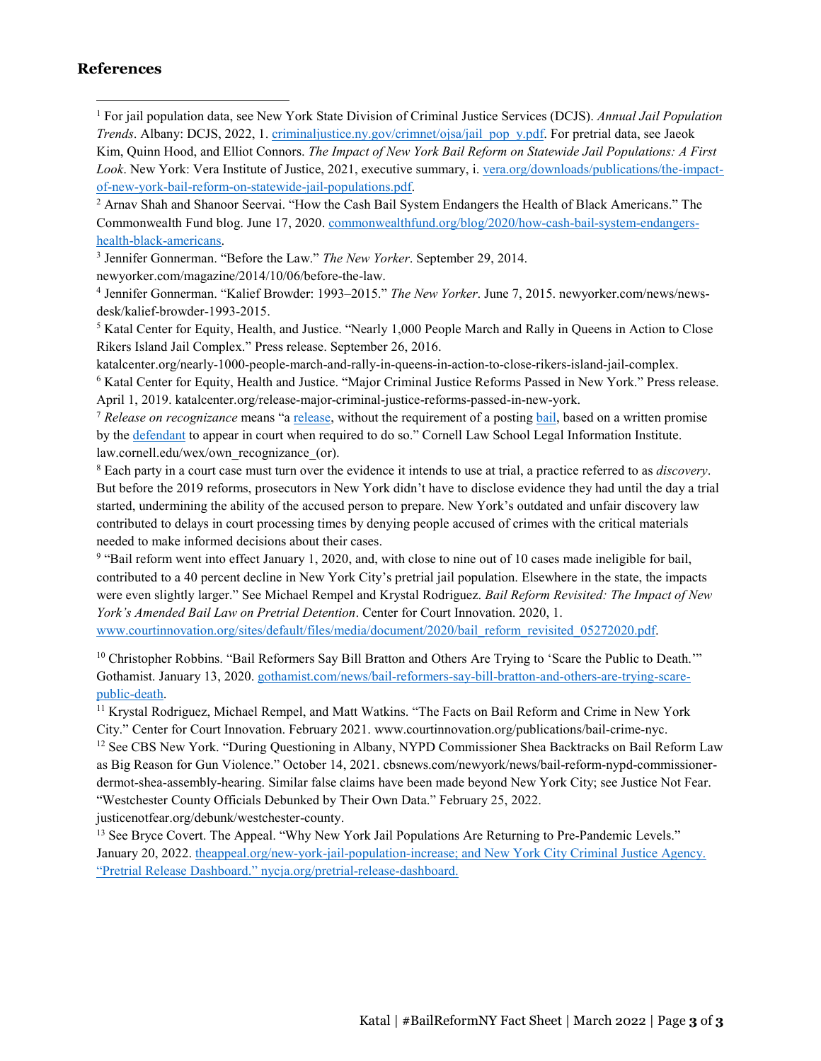## References

[1] For jail population data, see New York State Division of Criminal Justice Services (DCJS). *Annual Jail Population Trends*. Albany: DCJS, 2022, 1. criminaljustice.ny.gov/crimnet/ojsa/jail_pop_y.pdf. For pretrial data, see Jaeok Kim, Quinn Hood, and Elliot Connors. *The Impact of New York Bail Reform on Statewide Jail Populations: A First Look*. New York: Vera Institute of Justice, 2021, executive summary, i. vera.org/downloads/publications/the-impact-of-new-york-bail-reform-on-statewide-jail-populations.pdf.

[2] Arnav Shah and Shanoor Seervai. "How the Cash Bail System Endangers the Health of Black Americans." The Commonwealth Fund blog. June 17, 2020. commonwealthfund.org/blog/2020/how-cash-bail-system-endangers-health-black-americans.

[3] Jennifer Gonnerman. "Before the Law." *The New Yorker*. September 29, 2014. newyorker.com/magazine/2014/10/06/before-the-law.

[4] Jennifer Gonnerman. "Kalief Browder: 1993–2015." *The New Yorker*. June 7, 2015. newyorker.com/news/news-desk/kalief-browder-1993-2015.

[5] Katal Center for Equity, Health, and Justice. "Nearly 1,000 People March and Rally in Queens in Action to Close Rikers Island Jail Complex." Press release. September 26, 2016. katalcenter.org/nearly-1000-people-march-and-rally-in-queens-in-action-to-close-rikers-island-jail-complex.

[6] Katal Center for Equity, Health and Justice. "Major Criminal Justice Reforms Passed in New York." Press release. April 1, 2019. katalcenter.org/release-major-criminal-justice-reforms-passed-in-new-york.

[7] *Release on recognizance* means "a release, without the requirement of a posting bail, based on a written promise by the defendant to appear in court when required to do so." Cornell Law School Legal Information Institute. law.cornell.edu/wex/own_recognizance_(or).

[8] Each party in a court case must turn over the evidence it intends to use at trial, a practice referred to as *discovery*. But before the 2019 reforms, prosecutors in New York didn't have to disclose evidence they had until the day a trial started, undermining the ability of the accused person to prepare. New York's outdated and unfair discovery law contributed to delays in court processing times by denying people accused of crimes with the critical materials needed to make informed decisions about their cases.

[9] "Bail reform went into effect January 1, 2020, and, with close to nine out of 10 cases made ineligible for bail, contributed to a 40 percent decline in New York City's pretrial jail population. Elsewhere in the state, the impacts were even slightly larger." See Michael Rempel and Krystal Rodriguez. *Bail Reform Revisited: The Impact of New York's Amended Bail Law on Pretrial Detention*. Center for Court Innovation. 2020, 1. www.courtinnovation.org/sites/default/files/media/document/2020/bail_reform_revisited_05272020.pdf.

[10] Christopher Robbins. "Bail Reformers Say Bill Bratton and Others Are Trying to 'Scare the Public to Death.'" Gothamist. January 13, 2020. gothamist.com/news/bail-reformers-say-bill-bratton-and-others-are-trying-scare-public-death.

[11] Krystal Rodriguez, Michael Rempel, and Matt Watkins. "The Facts on Bail Reform and Crime in New York City." Center for Court Innovation. February 2021. www.courtinnovation.org/publications/bail-crime-nyc.

[12] See CBS New York. "During Questioning in Albany, NYPD Commissioner Shea Backtracks on Bail Reform Law as Big Reason for Gun Violence." October 14, 2021. cbsnews.com/newyork/news/bail-reform-nypd-commissioner-dermot-shea-assembly-hearing. Similar false claims have been made beyond New York City; see Justice Not Fear. "Westchester County Officials Debunked by Their Own Data." February 25, 2022. justicenotfear.org/debunk/westchester-county.

[13] See Bryce Covert. The Appeal. "Why New York Jail Populations Are Returning to Pre-Pandemic Levels." January 20, 2022. theappeal.org/new-york-jail-population-increase; and New York City Criminal Justice Agency. "Pretrial Release Dashboard." nycja.org/pretrial-release-dashboard.